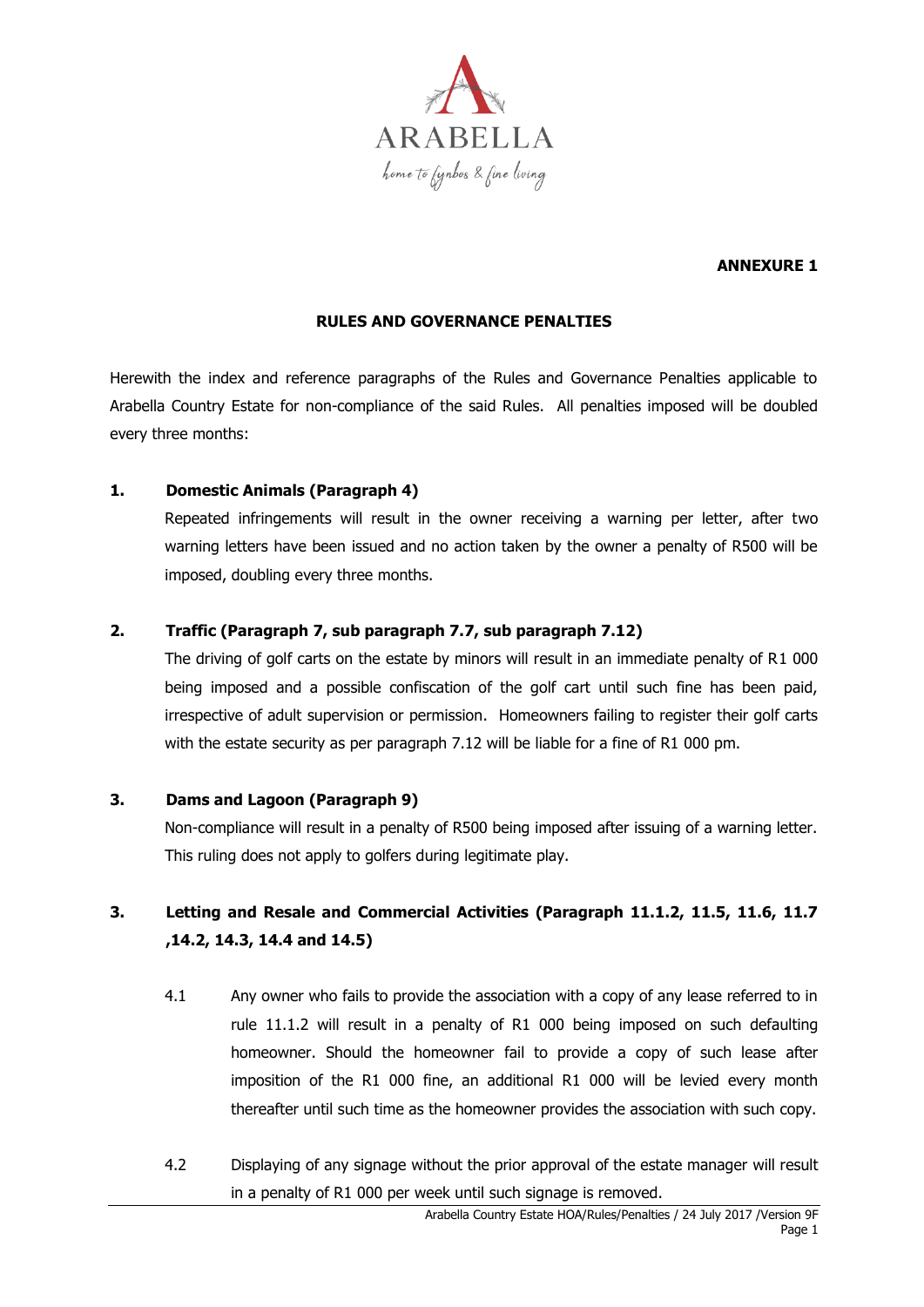ARABELLA

home to fynbos & fine living

**ANNEXURE 1**

**RULES AND GOVERNANCE PENALTIES**

Herewith the index and reference paragraphs of the Rules and Governance Penalties applicable to Arabella Country Estate for non-compliance of the said Rules. All penalties imposed will be doubled every three months:

**1. Domestic Animals (Paragraph 4)**

Repeated infringements will result in the owner receiving a warning per letter, after two warning letters have been issued and no action taken by the owner a penalty of R500 will be imposed, doubling every three months.

**2. Traffic (Paragraph 7, sub paragraph 7.7, sub paragraph 7.12)**

The driving of golf carts on the estate by minors will result in an immediate penalty of R1 000 being imposed and a possible confiscation of the golf cart until such fine has been paid, irrespective of adult supervision or permission. Homeowners failing to register their golf carts with the estate security as per paragraph 7.12 will be liable for a fine of R1 000 pm.

**3. Dams and Lagoon (Paragraph 9)**

Non-compliance will result in a penalty of R500 being imposed after issuing of a warning letter. This ruling does not apply to golfers during legitimate play.

**3. Letting and Resale and Commercial Activities (Paragraph 11.1.2, 11.5, 11.6, 11.7 ,14.2, 14.3, 14.4 and 14.5)**

4.1 Any owner who fails to provide the association with a copy of any lease referred to in rule 11.1.2 will result in a penalty of R1 000 being imposed on such defaulting homeowner. Should the homeowner fail to provide a copy of such lease after imposition of the R1 000 fine, an additional R1 000 will be levied every month thereafter until such time as the homeowner provides the association with such copy.

4.2 Displaying of any signage without the prior approval of the estate manager will result in a penalty of R1 000 per week until such signage is removed.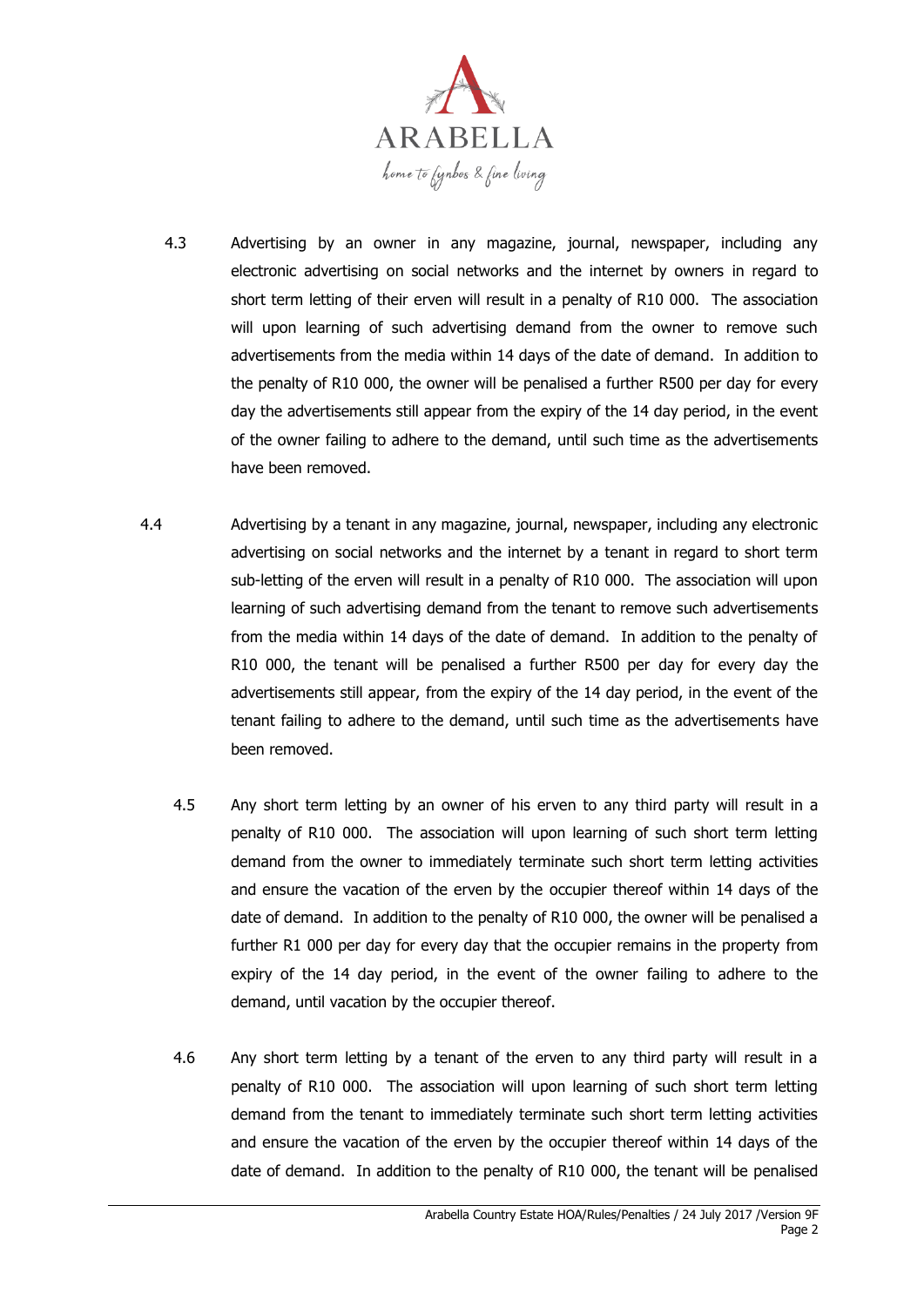4.3 Advertising by an owner in any magazine, journal, newspaper, including any electronic advertising on social networks and the internet by owners in regard to short term letting of their erven will result in a penalty of R10 000. The association will upon learning of such advertising demand from the owner to remove such advertisements from the media within 14 days of the date of demand. In addition to the penalty of R10 000, the owner will be penalised a further R500 per day for every day the advertisements still appear from the expiry of the 14 day period, in the event of the owner failing to adhere to the demand, until such time as the advertisements have been removed.

4.4 Advertising by a tenant in any magazine, journal, newspaper, including any electronic advertising on social networks and the internet by a tenant in regard to short term sub-letting of the erven will result in a penalty of R10 000. The association will upon learning of such advertising demand from the tenant to remove such advertisements from the media within 14 days of the date of demand. In addition to the penalty of R10 000, the tenant will be penalised a further R500 per day for every day the advertisements still appear, from the expiry of the 14 day period, in the event of the tenant failing to adhere to the demand, until such time as the advertisements have been removed.

4.5 Any short term letting by an owner of his erven to any third party will result in a penalty of R10 000. The association will upon learning of such short term letting demand from the owner to immediately terminate such short term letting activities and ensure the vacation of the erven by the occupier thereof within 14 days of the date of demand. In addition to the penalty of R10 000, the owner will be penalised a further R1 000 per day for every day that the occupier remains in the property from expiry of the 14 day period, in the event of the owner failing to adhere to the demand, until vacation by the occupier thereof.

4.6 Any short term letting by a tenant of the erven to any third party will result in a penalty of R10 000. The association will upon learning of such short term letting demand from the tenant to immediately terminate such short term letting activities and ensure the vacation of the erven by the occupier thereof within 14 days of the date of demand. In addition to the penalty of R10 000, the tenant will be penalised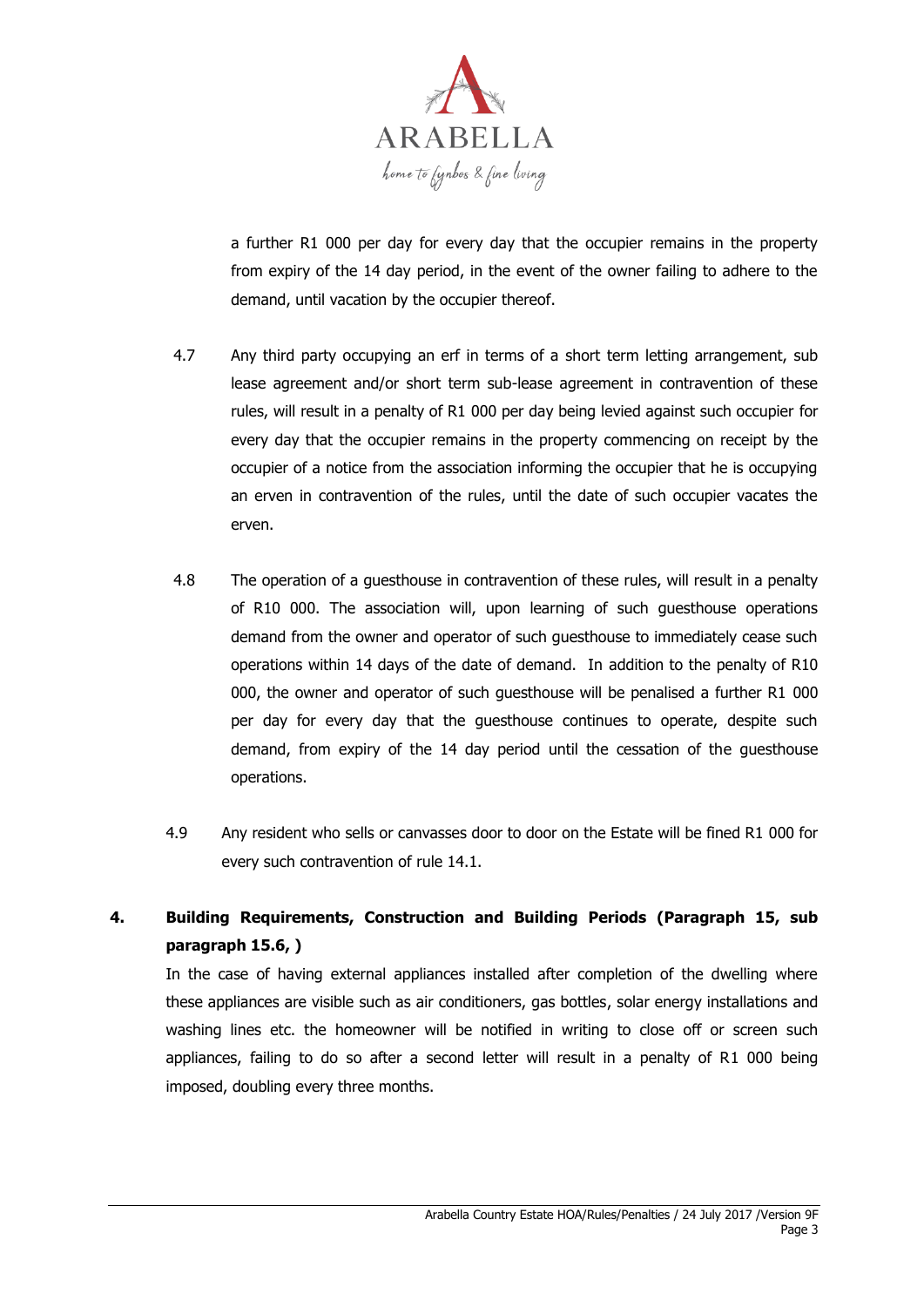a further R1 000 per day for every day that the occupier remains in the property from expiry of the 14 day period, in the event of the owner failing to adhere to the demand, until vacation by the occupier thereof.

4.7 Any third party occupying an erf in terms of a short term letting arrangement, sub lease agreement and/or short term sub-lease agreement in contravention of these rules, will result in a penalty of R1 000 per day being levied against such occupier for every day that the occupier remains in the property commencing on receipt by the occupier of a notice from the association informing the occupier that he is occupying an erven in contravention of the rules, until the date of such occupier vacates the erven.

4.8 The operation of a guesthouse in contravention of these rules, will result in a penalty of R10 000. The association will, upon learning of such guesthouse operations demand from the owner and operator of such guesthouse to immediately cease such operations within 14 days of the date of demand. In addition to the penalty of R10 000, the owner and operator of such guesthouse will be penalised a further R1 000 per day for every day that the guesthouse continues to operate, despite such demand, from expiry of the 14 day period until the cessation of the guesthouse operations.

4.9 Any resident who sells or canvasses door to door on the Estate will be fined R1 000 for every such contravention of rule 14.1.

## 4. Building Requirements, Construction and Building Periods (Paragraph 15, sub paragraph 15.6, )

In the case of having external appliances installed after completion of the dwelling where these appliances are visible such as air conditioners, gas bottles, solar energy installations and washing lines etc. the homeowner will be notified in writing to close off or screen such appliances, failing to do so after a second letter will result in a penalty of R1 000 being imposed, doubling every three months.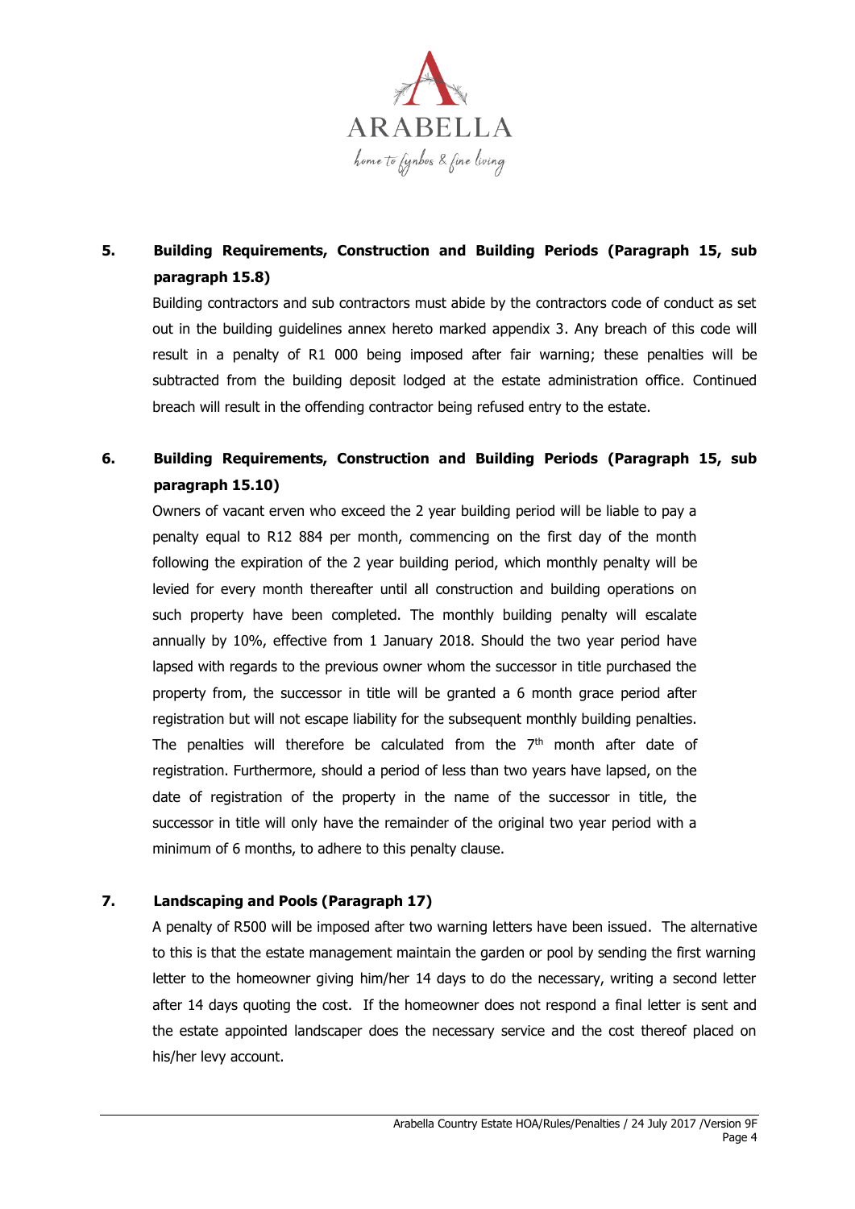## 5. Building Requirements, Construction and Building Periods (Paragraph 15, sub paragraph 15.8)

Building contractors and sub contractors must abide by the contractors code of conduct as set out in the building guidelines annex hereto marked appendix 3. Any breach of this code will result in a penalty of R1 000 being imposed after fair warning; these penalties will be subtracted from the building deposit lodged at the estate administration office. Continued breach will result in the offending contractor being refused entry to the estate.

## 6. Building Requirements, Construction and Building Periods (Paragraph 15, sub paragraph 15.10)

Owners of vacant erven who exceed the 2 year building period will be liable to pay a penalty equal to R12 884 per month, commencing on the first day of the month following the expiration of the 2 year building period, which monthly penalty will be levied for every month thereafter until all construction and building operations on such property have been completed. The monthly building penalty will escalate annually by 10%, effective from 1 January 2018. Should the two year period have lapsed with regards to the previous owner whom the successor in title purchased the property from, the successor in title will be granted a 6 month grace period after registration but will not escape liability for the subsequent monthly building penalties. The penalties will therefore be calculated from the 7th month after date of registration. Furthermore, should a period of less than two years have lapsed, on the date of registration of the property in the name of the successor in title, the successor in title will only have the remainder of the original two year period with a minimum of 6 months, to adhere to this penalty clause.

## 7. Landscaping and Pools (Paragraph 17)

A penalty of R500 will be imposed after two warning letters have been issued. The alternative to this is that the estate management maintain the garden or pool by sending the first warning letter to the homeowner giving him/her 14 days to do the necessary, writing a second letter after 14 days quoting the cost. If the homeowner does not respond a final letter is sent and the estate appointed landscaper does the necessary service and the cost thereof placed on his/her levy account.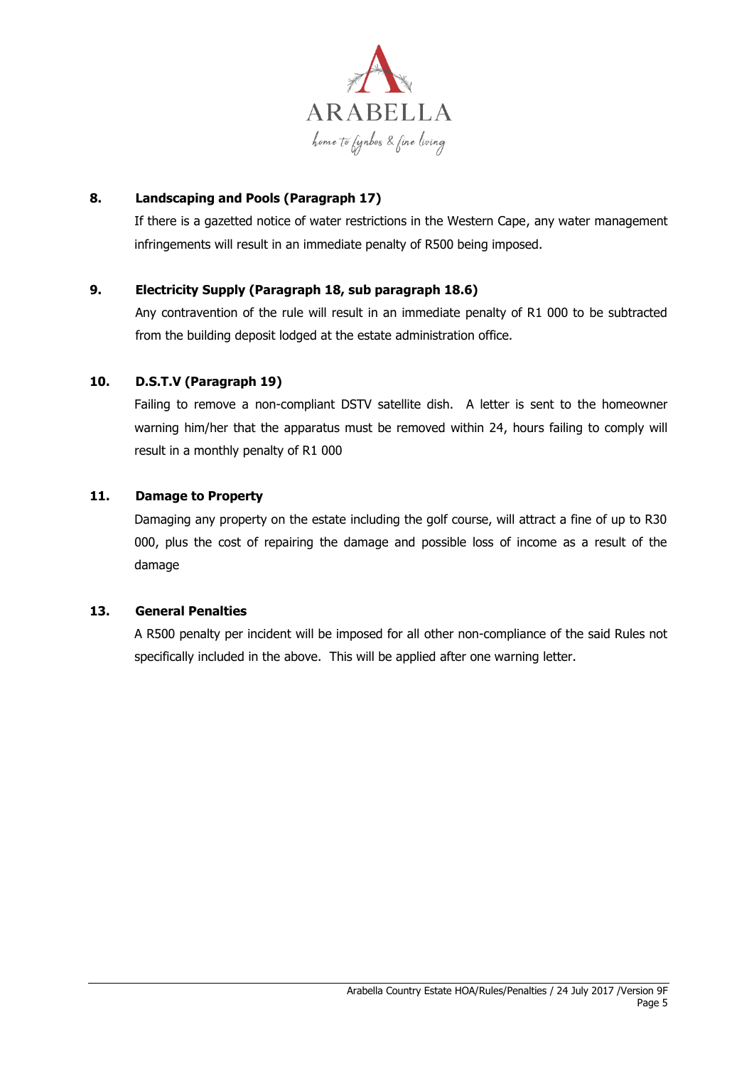**8. Landscaping and Pools (Paragraph 17)**

If there is a gazetted notice of water restrictions in the Western Cape, any water management infringements will result in an immediate penalty of R500 being imposed.

**9. Electricity Supply (Paragraph 18, sub paragraph 18.6)**

Any contravention of the rule will result in an immediate penalty of R1 000 to be subtracted from the building deposit lodged at the estate administration office.

**10. D.S.T.V (Paragraph 19)**

Failing to remove a non-compliant DSTV satellite dish. A letter is sent to the homeowner warning him/her that the apparatus must be removed within 24, hours failing to comply will result in a monthly penalty of R1 000

**11. Damage to Property**

Damaging any property on the estate including the golf course, will attract a fine of up to R30 000, plus the cost of repairing the damage and possible loss of income as a result of the damage

**13. General Penalties**

A R500 penalty per incident will be imposed for all other non-compliance of the said Rules not specifically included in the above. This will be applied after one warning letter.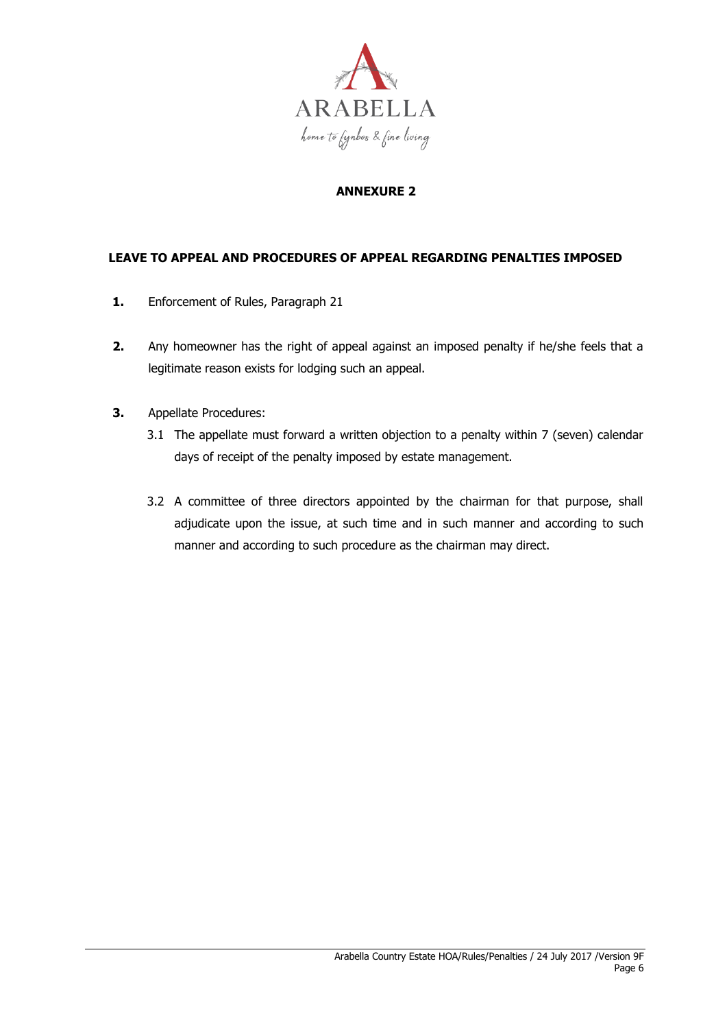ARABELLA

*home to fynbos & fine living*

## ANNEXURE 2

### LEAVE TO APPEAL AND PROCEDURES OF APPEAL REGARDING PENALTIES IMPOSED

**1.** Enforcement of Rules, Paragraph 21

**2.** Any homeowner has the right of appeal against an imposed penalty if he/she feels that a legitimate reason exists for lodging such an appeal.

**3.** Appellate Procedures:

3.1 The appellate must forward a written objection to a penalty within 7 (seven) calendar days of receipt of the penalty imposed by estate management.

3.2 A committee of three directors appointed by the chairman for that purpose, shall adjudicate upon the issue, at such time and in such manner and according to such manner and according to such procedure as the chairman may direct.